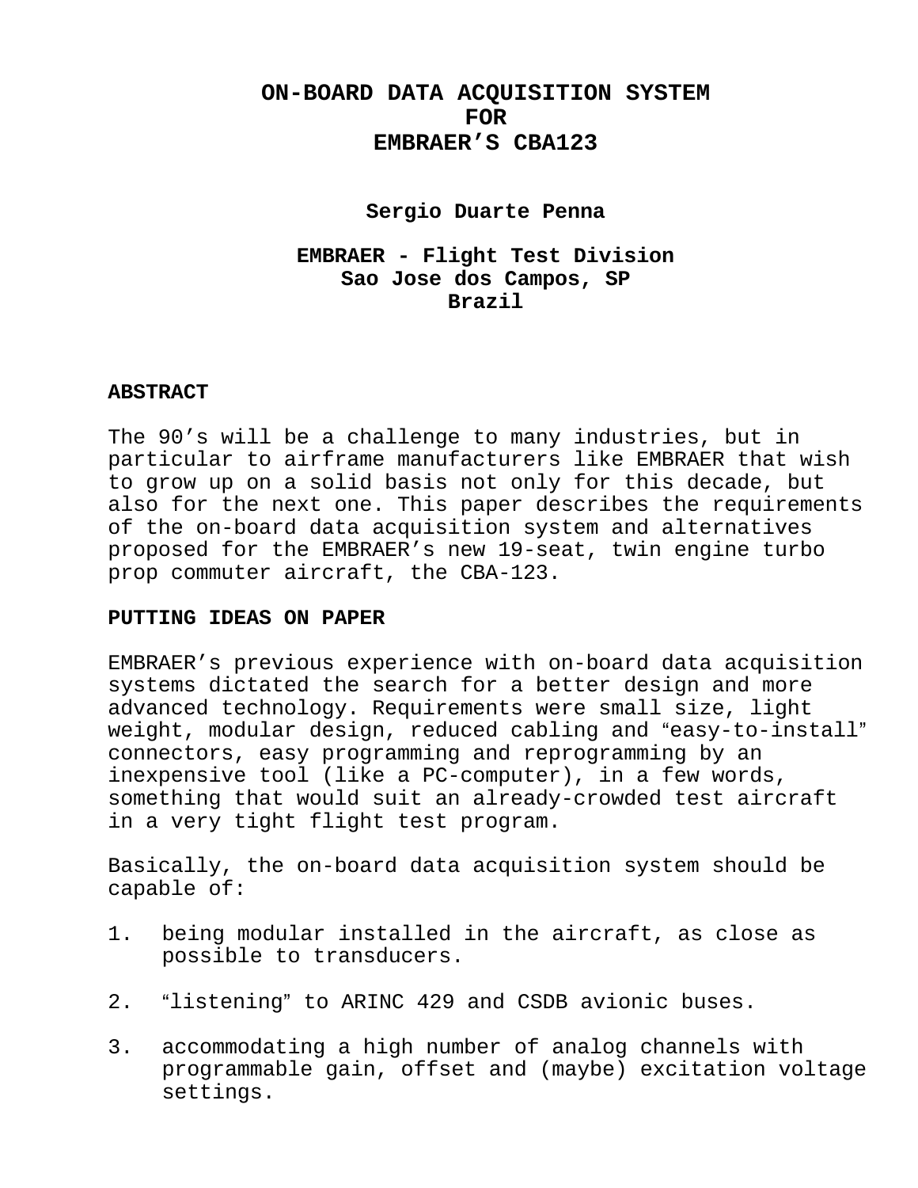# ON-BOARD DATA ACQUISITION SYSTEM FOR EMBRAER’S CBA123

**Sergio Duarte Penna**

**EMBRAER - Flight Test Division**
**Sao Jose dos Campos, SP**
**Brazil**

## ABSTRACT

The 90’s will be a challenge to many industries, but in particular to airframe manufacturers like EMBRAER that wish to grow up on a solid basis not only for this decade, but also for the next one. This paper describes the requirements of the on-board data acquisition system and alternatives proposed for the EMBRAER’s new 19-seat, twin engine turbo prop commuter aircraft, the CBA-123.

## PUTTING IDEAS ON PAPER

EMBRAER’s previous experience with on-board data acquisition systems dictated the search for a better design and more advanced technology. Requirements were small size, light weight, modular design, reduced cabling and “easy-to-install” connectors, easy programming and reprogramming by an inexpensive tool (like a PC-computer), in a few words, something that would suit an already-crowded test aircraft in a very tight flight test program.

Basically, the on-board data acquisition system should be capable of:

1. being modular installed in the aircraft, as close as possible to transducers.

2. “listening” to ARINC 429 and CSDB avionic buses.

3. accommodating a high number of analog channels with programmable gain, offset and (maybe) excitation voltage settings.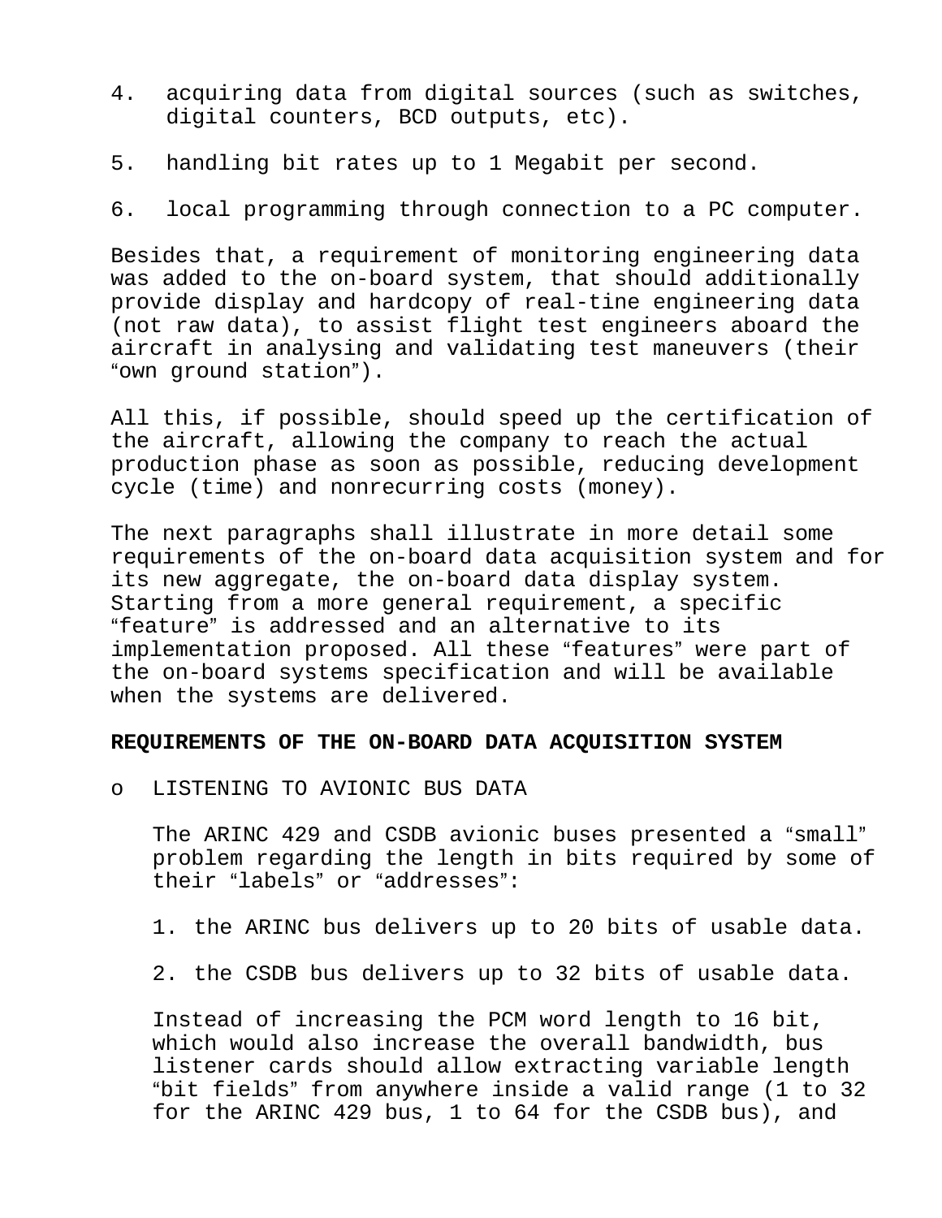4. acquiring data from digital sources (such as switches, digital counters, BCD outputs, etc).

5. handling bit rates up to 1 Megabit per second.

6. local programming through connection to a PC computer.

Besides that, a requirement of monitoring engineering data was added to the on-board system, that should additionally provide display and hardcopy of real-tine engineering data (not raw data), to assist flight test engineers aboard the aircraft in analysing and validating test maneuvers (their "own ground station").

All this, if possible, should speed up the certification of the aircraft, allowing the company to reach the actual production phase as soon as possible, reducing development cycle (time) and nonrecurring costs (money).

The next paragraphs shall illustrate in more detail some requirements of the on-board data acquisition system and for its new aggregate, the on-board data display system. Starting from a more general requirement, a specific "feature" is addressed and an alternative to its implementation proposed. All these "features" were part of the on-board systems specification and will be available when the systems are delivered.

**REQUIREMENTS OF THE ON-BOARD DATA ACQUISITION SYSTEM**

- LISTENING TO AVIONIC BUS DATA

  The ARINC 429 and CSDB avionic buses presented a "small" problem regarding the length in bits required by some of their "labels" or "addresses":

  1. the ARINC bus delivers up to 20 bits of usable data.

  2. the CSDB bus delivers up to 32 bits of usable data.

  Instead of increasing the PCM word length to 16 bit, which would also increase the overall bandwidth, bus listener cards should allow extracting variable length "bit fields" from anywhere inside a valid range (1 to 32 for the ARINC 429 bus, 1 to 64 for the CSDB bus), and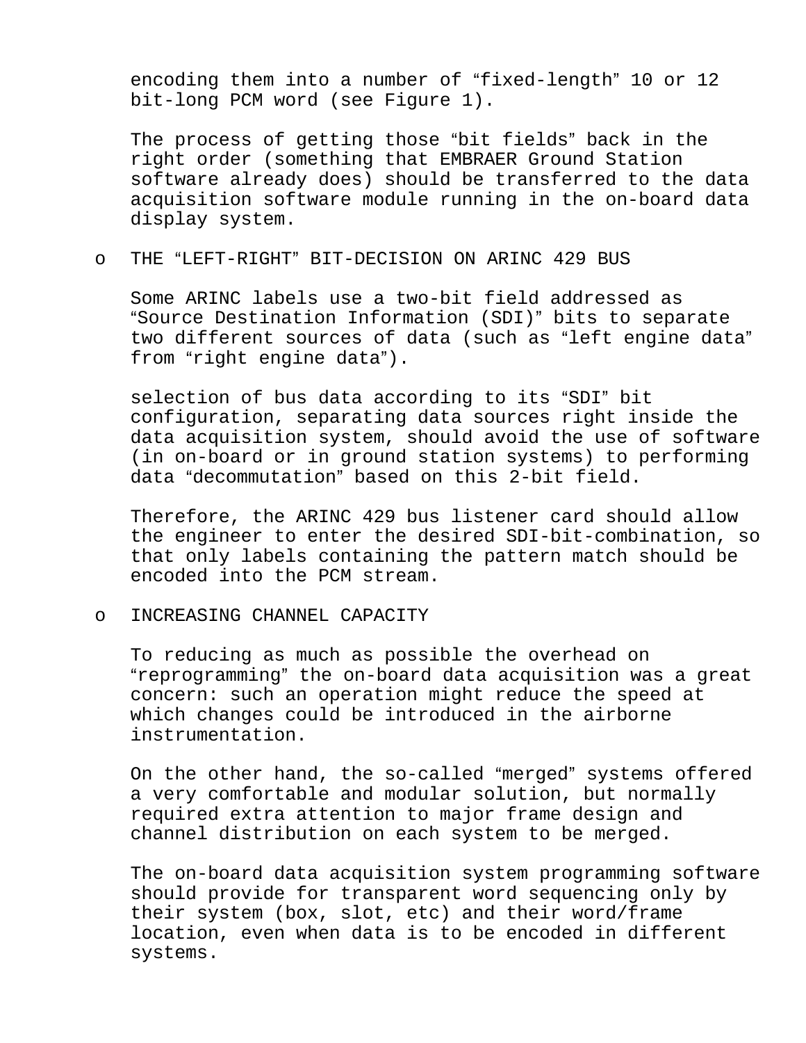encoding them into a number of “fixed-length” 10 or 12 bit-long PCM word (see Figure 1).

The process of getting those “bit fields” back in the right order (something that EMBRAER Ground Station software already does) should be transferred to the data acquisition software module running in the on-board data display system.

- THE “LEFT-RIGHT” BIT-DECISION ON ARINC 429 BUS

  Some ARINC labels use a two-bit field addressed as “Source Destination Information (SDI)” bits to separate two different sources of data (such as “left engine data” from “right engine data”).

  selection of bus data according to its “SDI” bit configuration, separating data sources right inside the data acquisition system, should avoid the use of software (in on-board or in ground station systems) to performing data “decommutation” based on this 2-bit field.

  Therefore, the ARINC 429 bus listener card should allow the engineer to enter the desired SDI-bit-combination, so that only labels containing the pattern match should be encoded into the PCM stream.

- INCREASING CHANNEL CAPACITY

  To reducing as much as possible the overhead on “reprogramming” the on-board data acquisition was a great concern: such an operation might reduce the speed at which changes could be introduced in the airborne instrumentation.

  On the other hand, the so-called “merged” systems offered a very comfortable and modular solution, but normally required extra attention to major frame design and channel distribution on each system to be merged.

  The on-board data acquisition system programming software should provide for transparent word sequencing only by their system (box, slot, etc) and their word/frame location, even when data is to be encoded in different systems.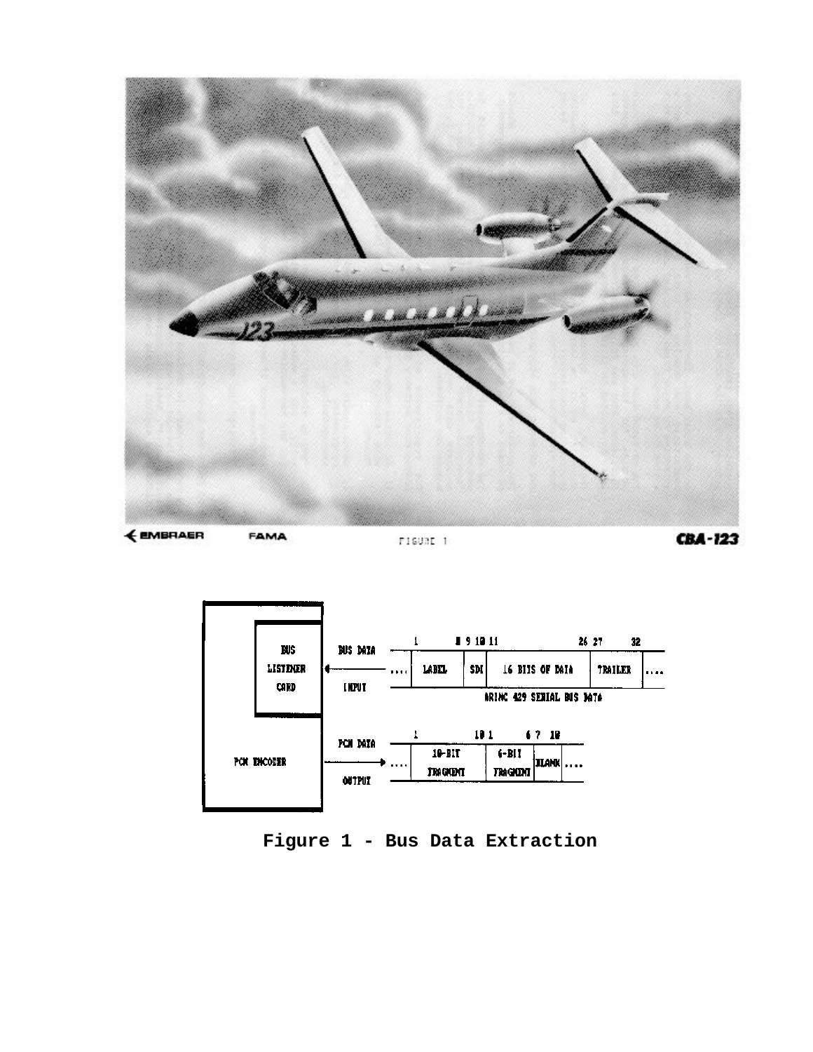EMBRAER FAMA FIGURE 1 CBA-123

Figure 1 - Bus Data Extraction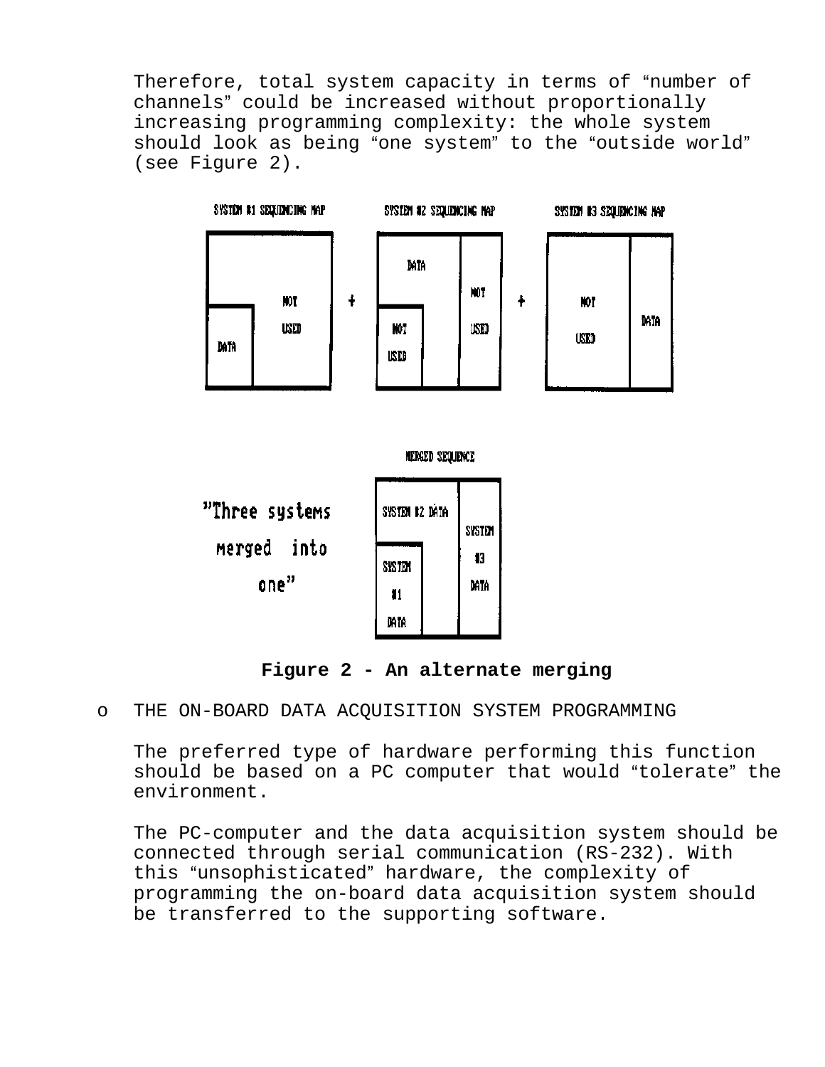Therefore, total system capacity in terms of "number of channels" could be increased without proportionally increasing programming complexity: the whole system should look as being "one system" to the "outside world" (see Figure 2).

**Figure 2 - An alternate merging**

- o THE ON-BOARD DATA ACQUISITION SYSTEM PROGRAMMING

  The preferred type of hardware performing this function should be based on a PC computer that would "tolerate" the environment.

  The PC-computer and the data acquisition system should be connected through serial communication (RS-232). With this "unsophisticated" hardware, the complexity of programming the on-board data acquisition system should be transferred to the supporting software.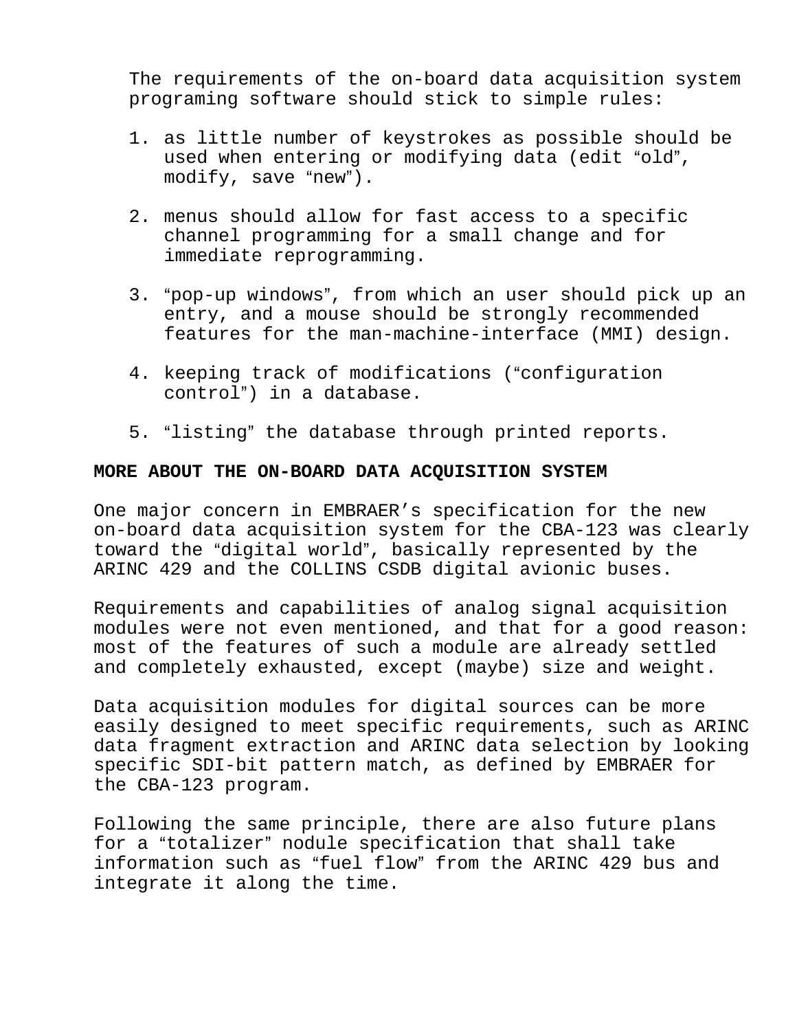The requirements of the on-board data acquisition system programing software should stick to simple rules:

1. as little number of keystrokes as possible should be used when entering or modifying data (edit “old”, modify, save “new”).

2. menus should allow for fast access to a specific channel programming for a small change and for immediate reprogramming.

3. “pop-up windows”, from which an user should pick up an entry, and a mouse should be strongly recommended features for the man-machine-interface (MMI) design.

4. keeping track of modifications (“configuration control”) in a database.

5. “listing” the database through printed reports.

## MORE ABOUT THE ON-BOARD DATA ACQUISITION SYSTEM

One major concern in EMBRAER’s specification for the new on-board data acquisition system for the CBA-123 was clearly toward the “digital world”, basically represented by the ARINC 429 and the COLLINS CSDB digital avionic buses.

Requirements and capabilities of analog signal acquisition modules were not even mentioned, and that for a good reason: most of the features of such a module are already settled and completely exhausted, except (maybe) size and weight.

Data acquisition modules for digital sources can be more easily designed to meet specific requirements, such as ARINC data fragment extraction and ARINC data selection by looking specific SDI-bit pattern match, as defined by EMBRAER for the CBA-123 program.

Following the same principle, there are also future plans for a “totalizer” nodule specification that shall take information such as “fuel flow” from the ARINC 429 bus and integrate it along the time.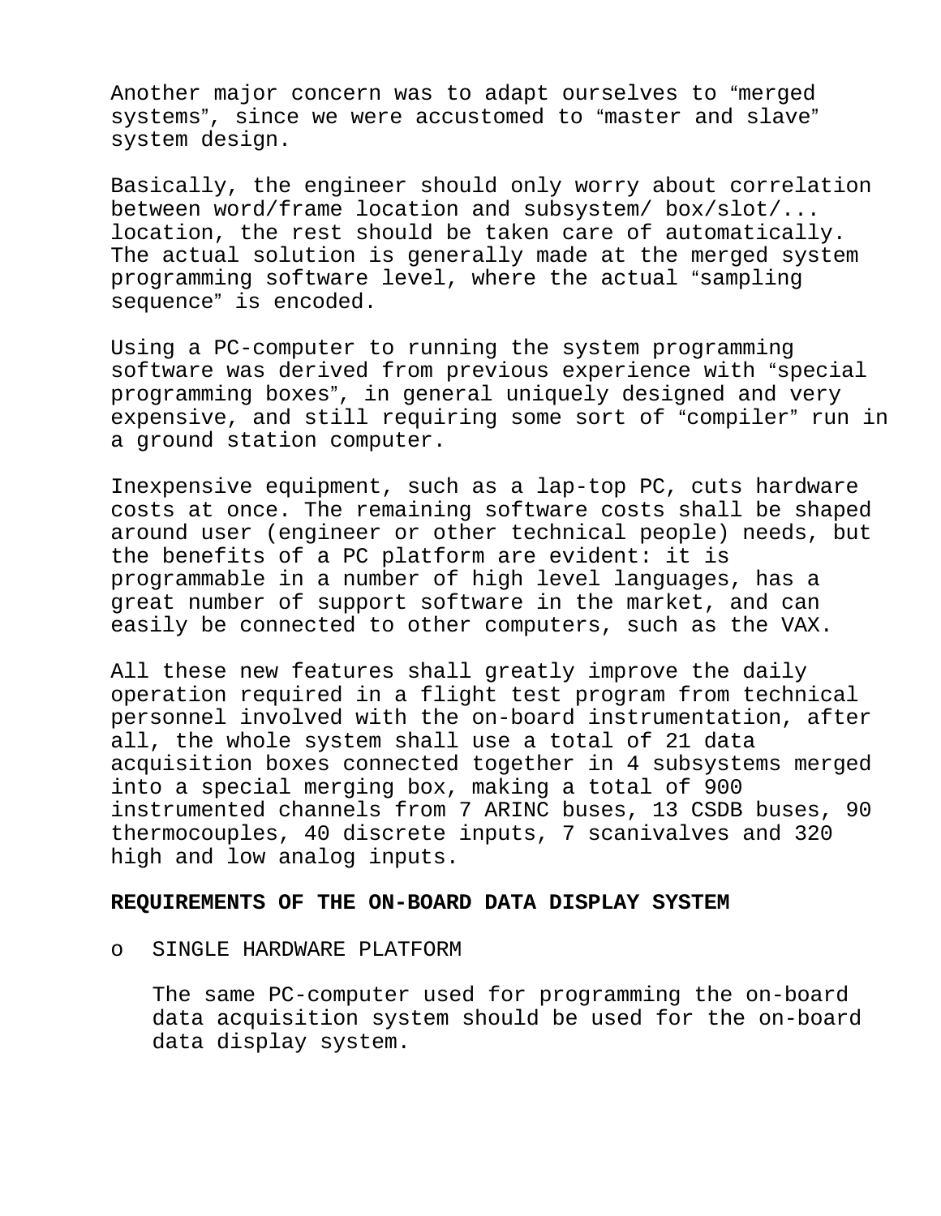Another major concern was to adapt ourselves to “merged systems”, since we were accustomed to “master and slave” system design.

Basically, the engineer should only worry about correlation between word/frame location and subsystem/ box/slot/... location, the rest should be taken care of automatically. The actual solution is generally made at the merged system programming software level, where the actual “sampling sequence” is encoded.

Using a PC-computer to running the system programming software was derived from previous experience with “special programming boxes”, in general uniquely designed and very expensive, and still requiring some sort of “compiler” run in a ground station computer.

Inexpensive equipment, such as a lap-top PC, cuts hardware costs at once. The remaining software costs shall be shaped around user (engineer or other technical people) needs, but the benefits of a PC platform are evident: it is programmable in a number of high level languages, has a great number of support software in the market, and can easily be connected to other computers, such as the VAX.

All these new features shall greatly improve the daily operation required in a flight test program from technical personnel involved with the on-board instrumentation, after all, the whole system shall use a total of 21 data acquisition boxes connected together in 4 subsystems merged into a special merging box, making a total of 900 instrumented channels from 7 ARINC buses, 13 CSDB buses, 90 thermocouples, 40 discrete inputs, 7 scanivalves and 320 high and low analog inputs.

**REQUIREMENTS OF THE ON-BOARD DATA DISPLAY SYSTEM**

- SINGLE HARDWARE PLATFORM

  The same PC-computer used for programming the on-board data acquisition system should be used for the on-board data display system.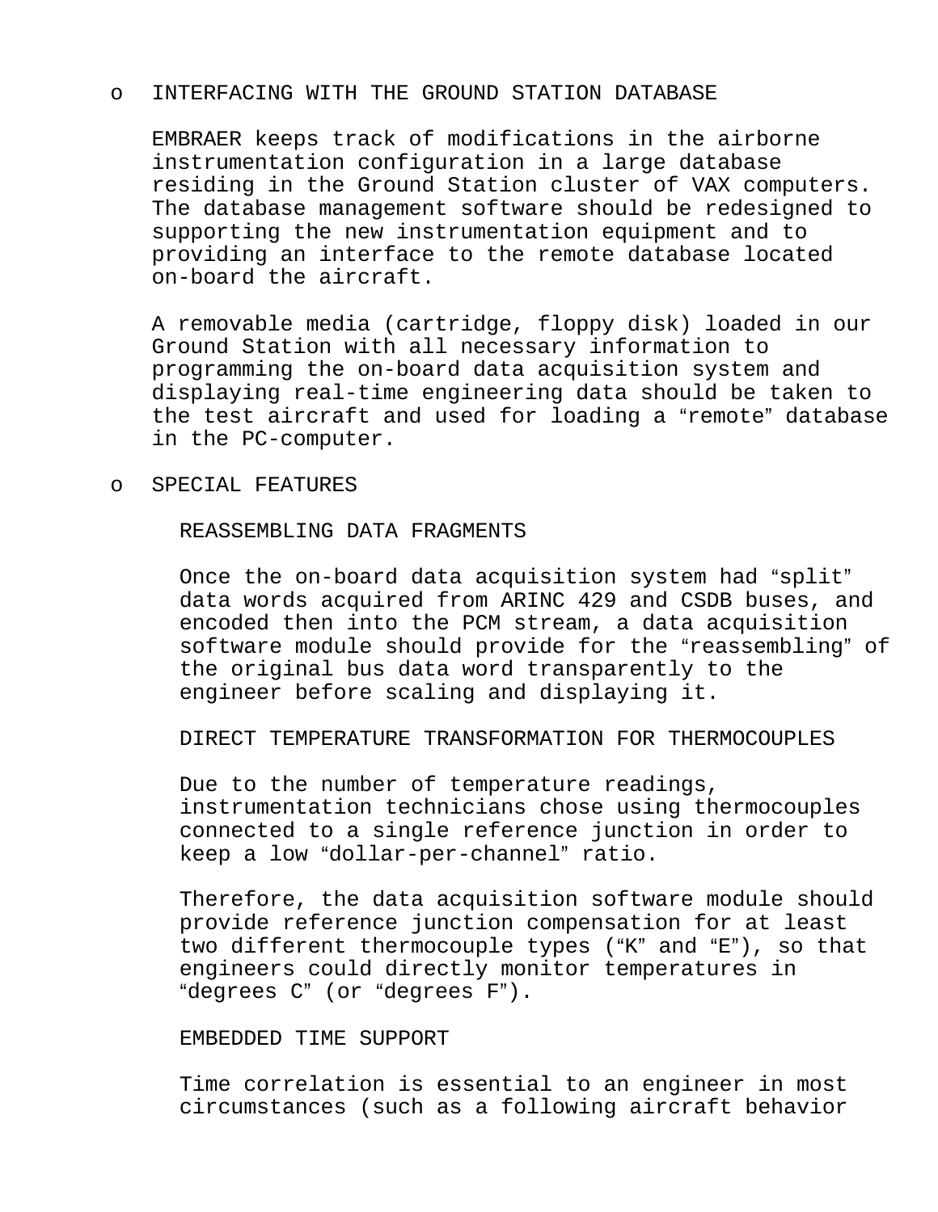- INTERFACING WITH THE GROUND STATION DATABASE

  EMBRAER keeps track of modifications in the airborne instrumentation configuration in a large database residing in the Ground Station cluster of VAX computers. The database management software should be redesigned to supporting the new instrumentation equipment and to providing an interface to the remote database located on-board the aircraft.

  A removable media (cartridge, floppy disk) loaded in our Ground Station with all necessary information to programming the on-board data acquisition system and displaying real-time engineering data should be taken to the test aircraft and used for loading a “remote” database in the PC-computer.

- SPECIAL FEATURES

  REASSEMBLING DATA FRAGMENTS

  Once the on-board data acquisition system had “split” data words acquired from ARINC 429 and CSDB buses, and encoded then into the PCM stream, a data acquisition software module should provide for the “reassembling” of the original bus data word transparently to the engineer before scaling and displaying it.

  DIRECT TEMPERATURE TRANSFORMATION FOR THERMOCOUPLES

  Due to the number of temperature readings, instrumentation technicians chose using thermocouples connected to a single reference junction in order to keep a low “dollar-per-channel” ratio.

  Therefore, the data acquisition software module should provide reference junction compensation for at least two different thermocouple types (“K” and “E”), so that engineers could directly monitor temperatures in “degrees C” (or “degrees F”).

  EMBEDDED TIME SUPPORT

  Time correlation is essential to an engineer in most circumstances (such as a following aircraft behavior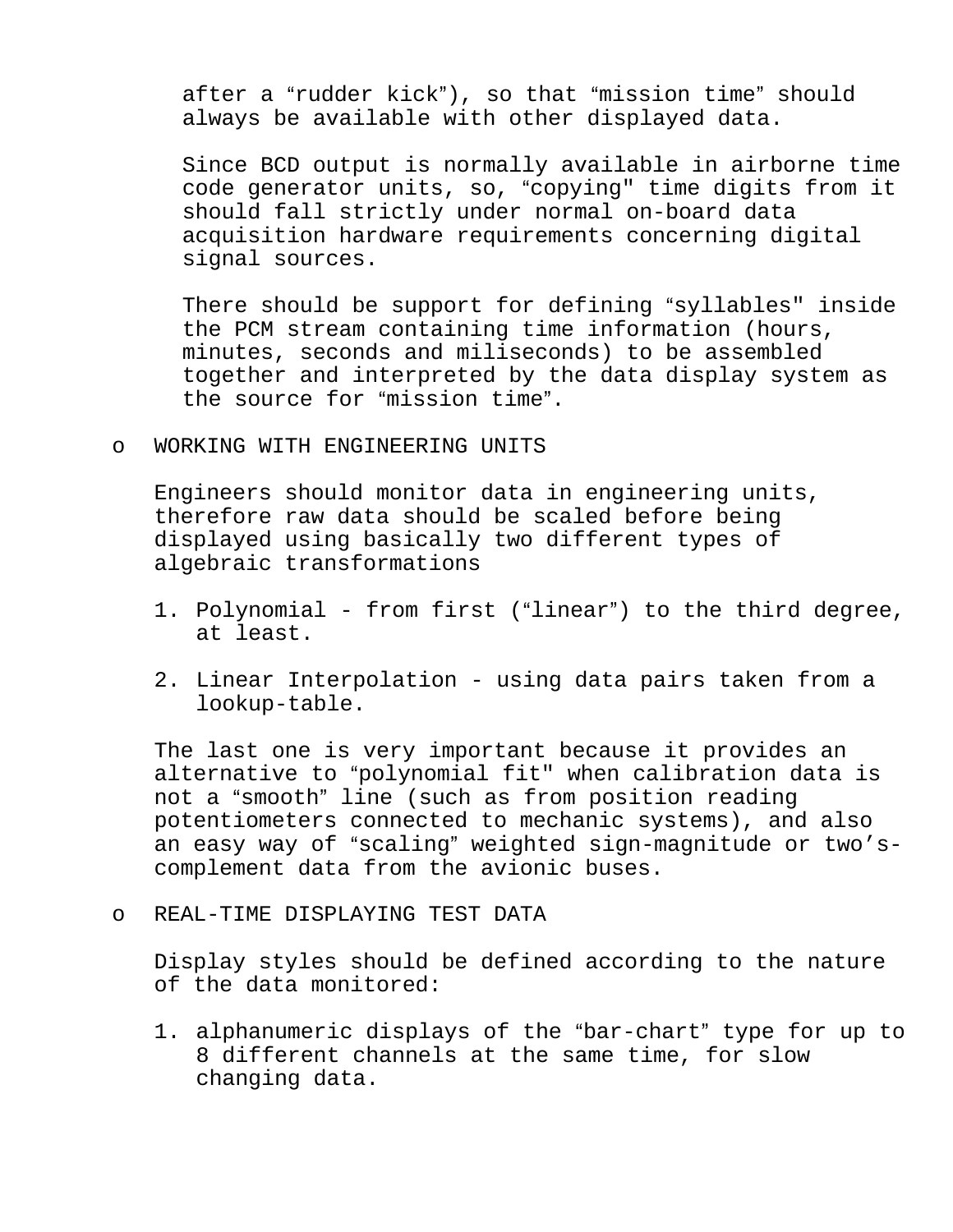after a “rudder kick”), so that “mission time” should always be available with other displayed data.

Since BCD output is normally available in airborne time code generator units, so, “copying" time digits from it should fall strictly under normal on-board data acquisition hardware requirements concerning digital signal sources.

There should be support for defining “syllables" inside the PCM stream containing time information (hours, minutes, seconds and miliseconds) to be assembled together and interpreted by the data display system as the source for “mission time”.

- WORKING WITH ENGINEERING UNITS

  Engineers should monitor data in engineering units, therefore raw data should be scaled before being displayed using basically two different types of algebraic transformations

  1. Polynomial - from first (“linear”) to the third degree, at least.

  2. Linear Interpolation - using data pairs taken from a lookup-table.

  The last one is very important because it provides an alternative to “polynomial fit" when calibration data is not a “smooth” line (such as from position reading potentiometers connected to mechanic systems), and also an easy way of “scaling” weighted sign-magnitude or two’s-complement data from the avionic buses.

- REAL-TIME DISPLAYING TEST DATA

  Display styles should be defined according to the nature of the data monitored:

  1. alphanumeric displays of the “bar-chart” type for up to 8 different channels at the same time, for slow changing data.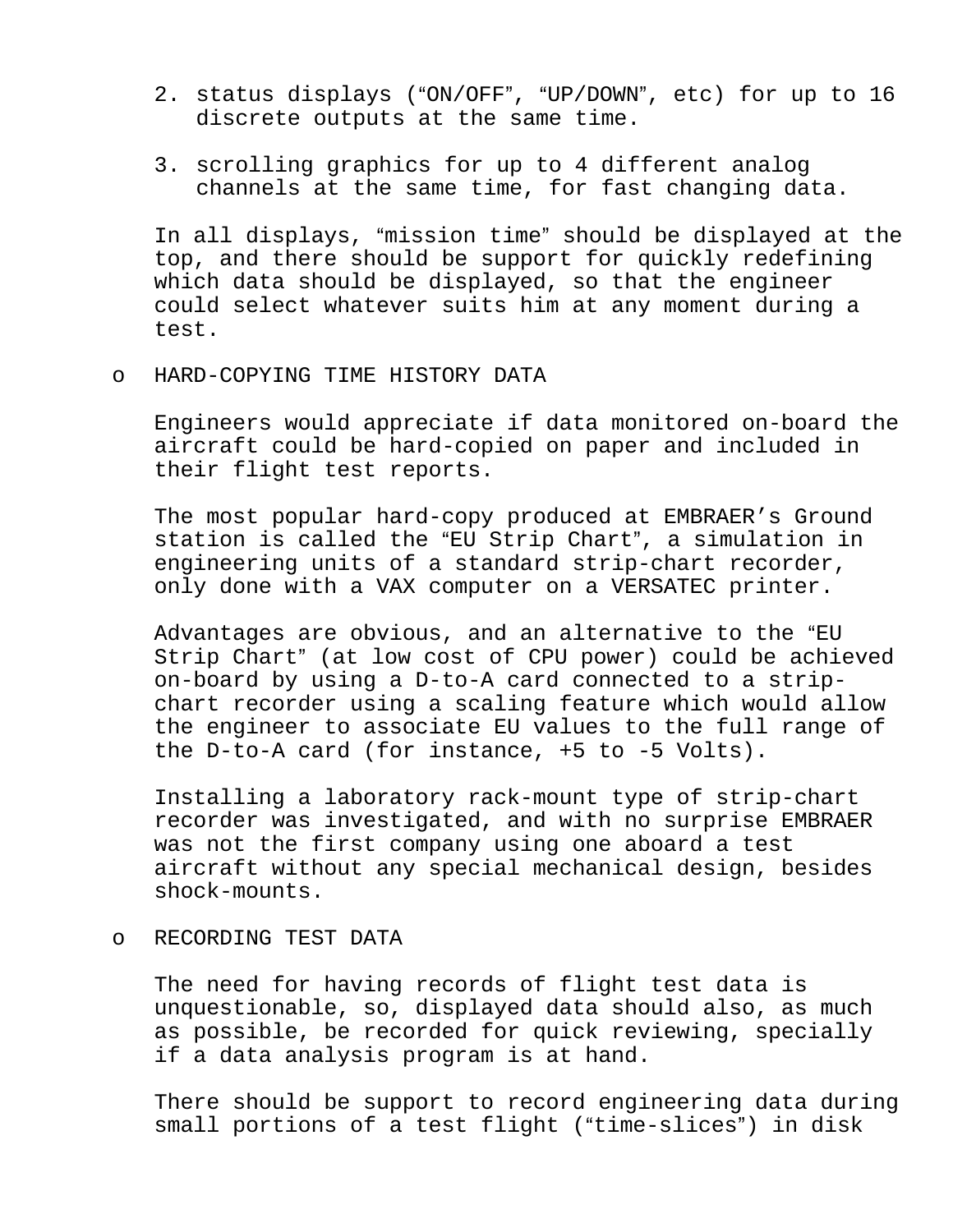2. status displays (“ON/OFF”, “UP/DOWN”, etc) for up to 16 discrete outputs at the same time.

3. scrolling graphics for up to 4 different analog channels at the same time, for fast changing data.

In all displays, “mission time” should be displayed at the top, and there should be support for quickly redefining which data should be displayed, so that the engineer could select whatever suits him at any moment during a test.

- HARD-COPYING TIME HISTORY DATA

  Engineers would appreciate if data monitored on-board the aircraft could be hard-copied on paper and included in their flight test reports.

  The most popular hard-copy produced at EMBRAER’s Ground station is called the “EU Strip Chart”, a simulation in engineering units of a standard strip-chart recorder, only done with a VAX computer on a VERSATEC printer.

  Advantages are obvious, and an alternative to the “EU Strip Chart” (at low cost of CPU power) could be achieved on-board by using a D-to-A card connected to a strip-chart recorder using a scaling feature which would allow the engineer to associate EU values to the full range of the D-to-A card (for instance, +5 to -5 Volts).

  Installing a laboratory rack-mount type of strip-chart recorder was investigated, and with no surprise EMBRAER was not the first company using one aboard a test aircraft without any special mechanical design, besides shock-mounts.

- RECORDING TEST DATA

  The need for having records of flight test data is unquestionable, so, displayed data should also, as much as possible, be recorded for quick reviewing, specially if a data analysis program is at hand.

  There should be support to record engineering data during small portions of a test flight (“time-slices”) in disk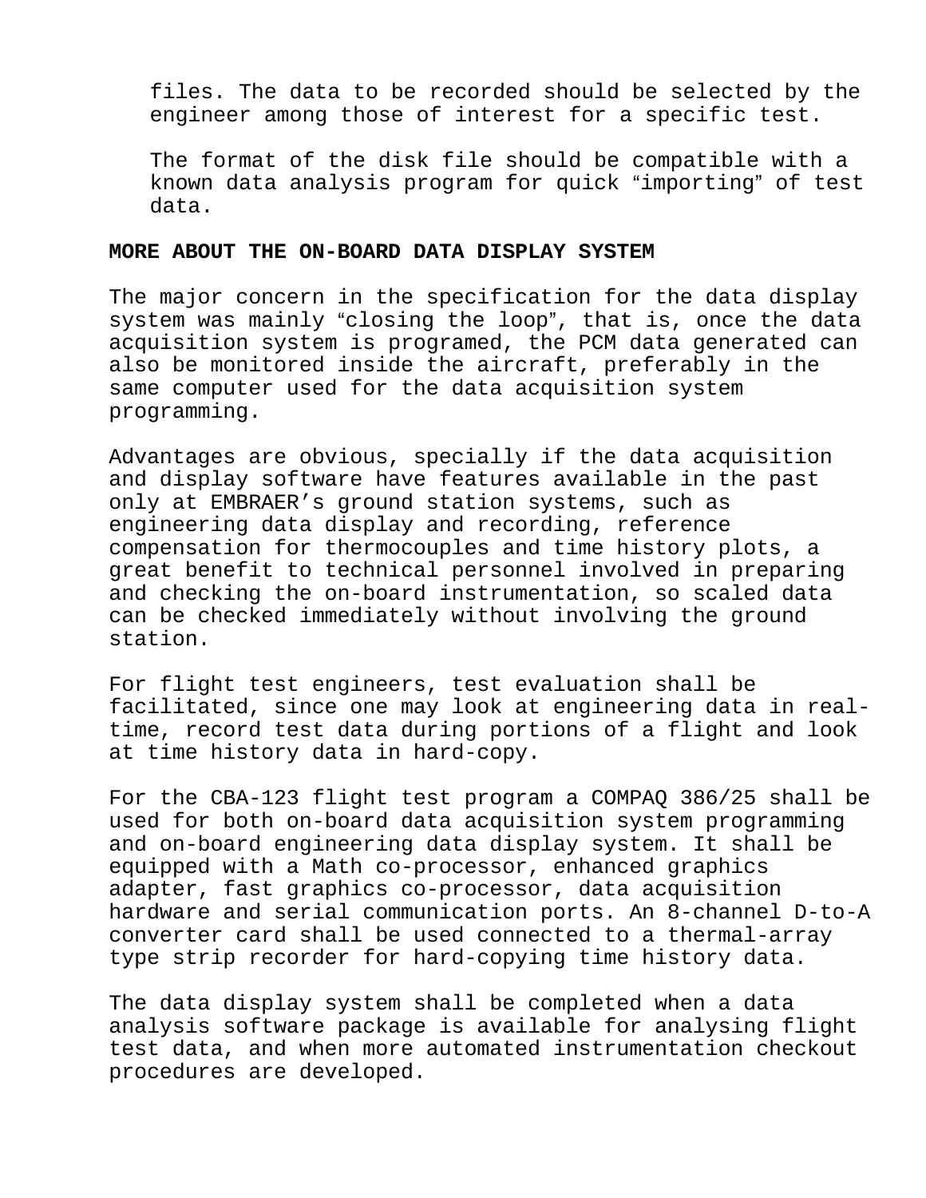files. The data to be recorded should be selected by the engineer among those of interest for a specific test.

The format of the disk file should be compatible with a known data analysis program for quick “importing” of test data.

## MORE ABOUT THE ON-BOARD DATA DISPLAY SYSTEM

The major concern in the specification for the data display system was mainly “closing the loop”, that is, once the data acquisition system is programed, the PCM data generated can also be monitored inside the aircraft, preferably in the same computer used for the data acquisition system programming.

Advantages are obvious, specially if the data acquisition and display software have features available in the past only at EMBRAER’s ground station systems, such as engineering data display and recording, reference compensation for thermocouples and time history plots, a great benefit to technical personnel involved in preparing and checking the on-board instrumentation, so scaled data can be checked immediately without involving the ground station.

For flight test engineers, test evaluation shall be facilitated, since one may look at engineering data in real-time, record test data during portions of a flight and look at time history data in hard-copy.

For the CBA-123 flight test program a COMPAQ 386/25 shall be used for both on-board data acquisition system programming and on-board engineering data display system. It shall be equipped with a Math co-processor, enhanced graphics adapter, fast graphics co-processor, data acquisition hardware and serial communication ports. An 8-channel D-to-A converter card shall be used connected to a thermal-array type strip recorder for hard-copying time history data.

The data display system shall be completed when a data analysis software package is available for analysing flight test data, and when more automated instrumentation checkout procedures are developed.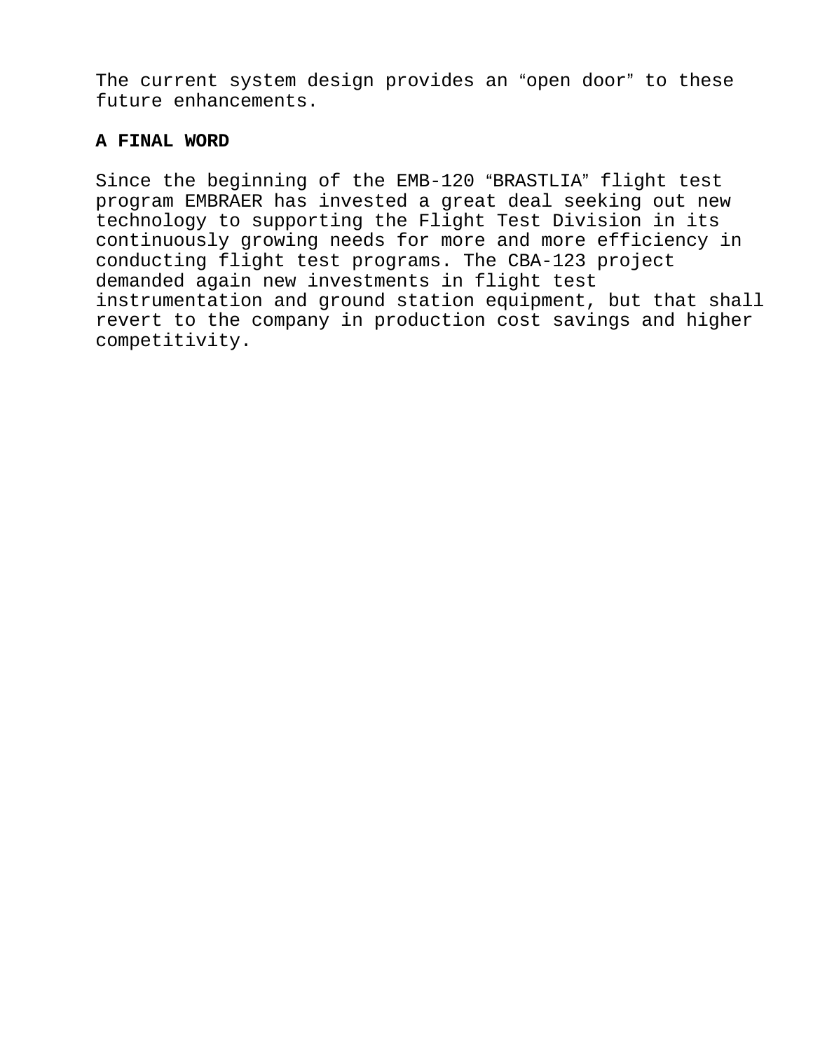The current system design provides an “open door” to these future enhancements.

**A FINAL WORD**

Since the beginning of the EMB-120 “BRASTLIA” flight test program EMBRAER has invested a great deal seeking out new technology to supporting the Flight Test Division in its continuously growing needs for more and more efficiency in conducting flight test programs. The CBA-123 project demanded again new investments in flight test instrumentation and ground station equipment, but that shall revert to the company in production cost savings and higher competitivity.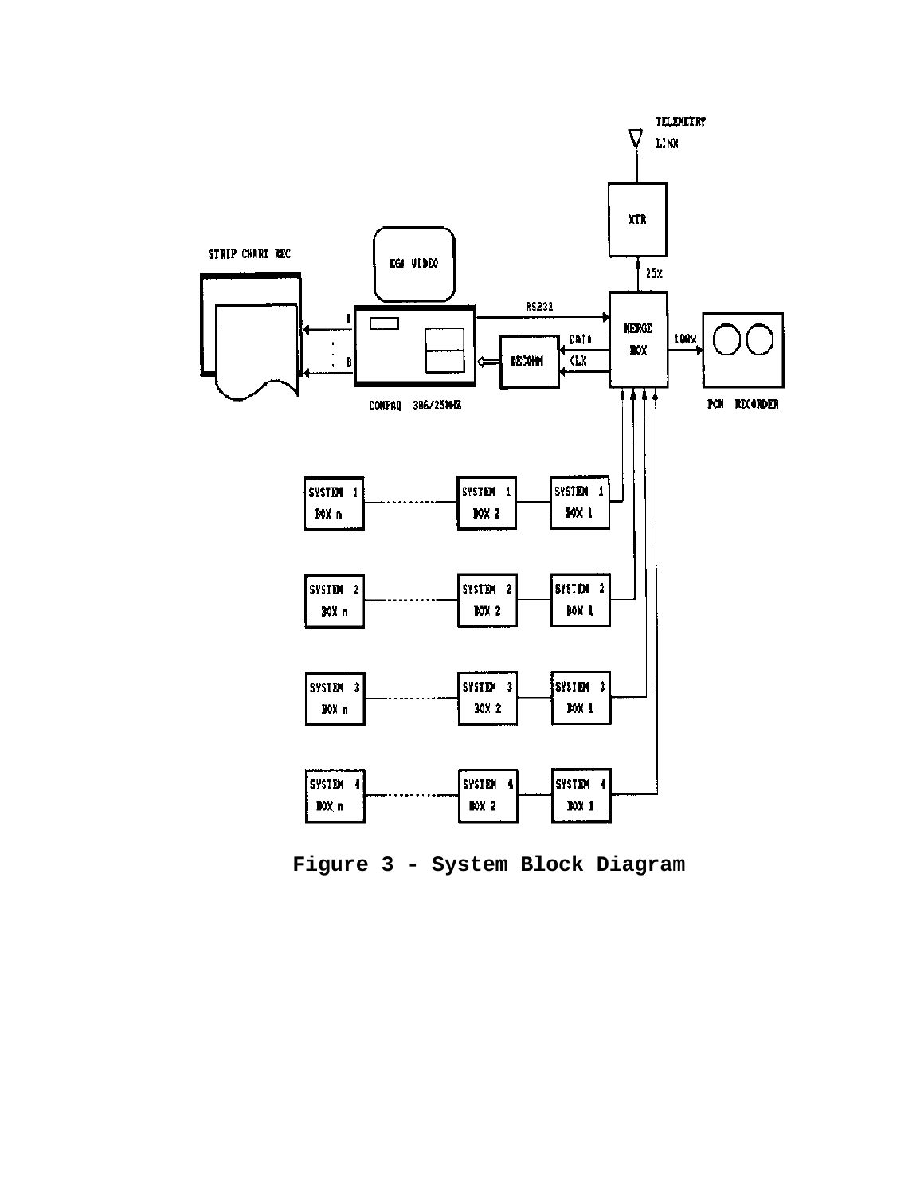TELEMETRY LINK

XTR

25%

STRIP CHART REC

EGA VIDEO

RS232

MERGE BOX

100%

1

8

DATA

CLK

DECOMM

COMPAQ 386/25MHZ

PCM RECORDER

SYSTEM 1 BOX n

SYSTEM 1 BOX 2

SYSTEM 1 BOX 1

SYSTEM 2 BOX n

SYSTEM 2 BOX 2

SYSTEM 2 BOX 1

SYSTEM 3 BOX n

SYSTEM 3 BOX 2

SYSTEM 3 BOX 1

SYSTEM 4 BOX n

SYSTEM 4 BOX 2

SYSTEM 4 BOX 1

**Figure 3 - System Block Diagram**